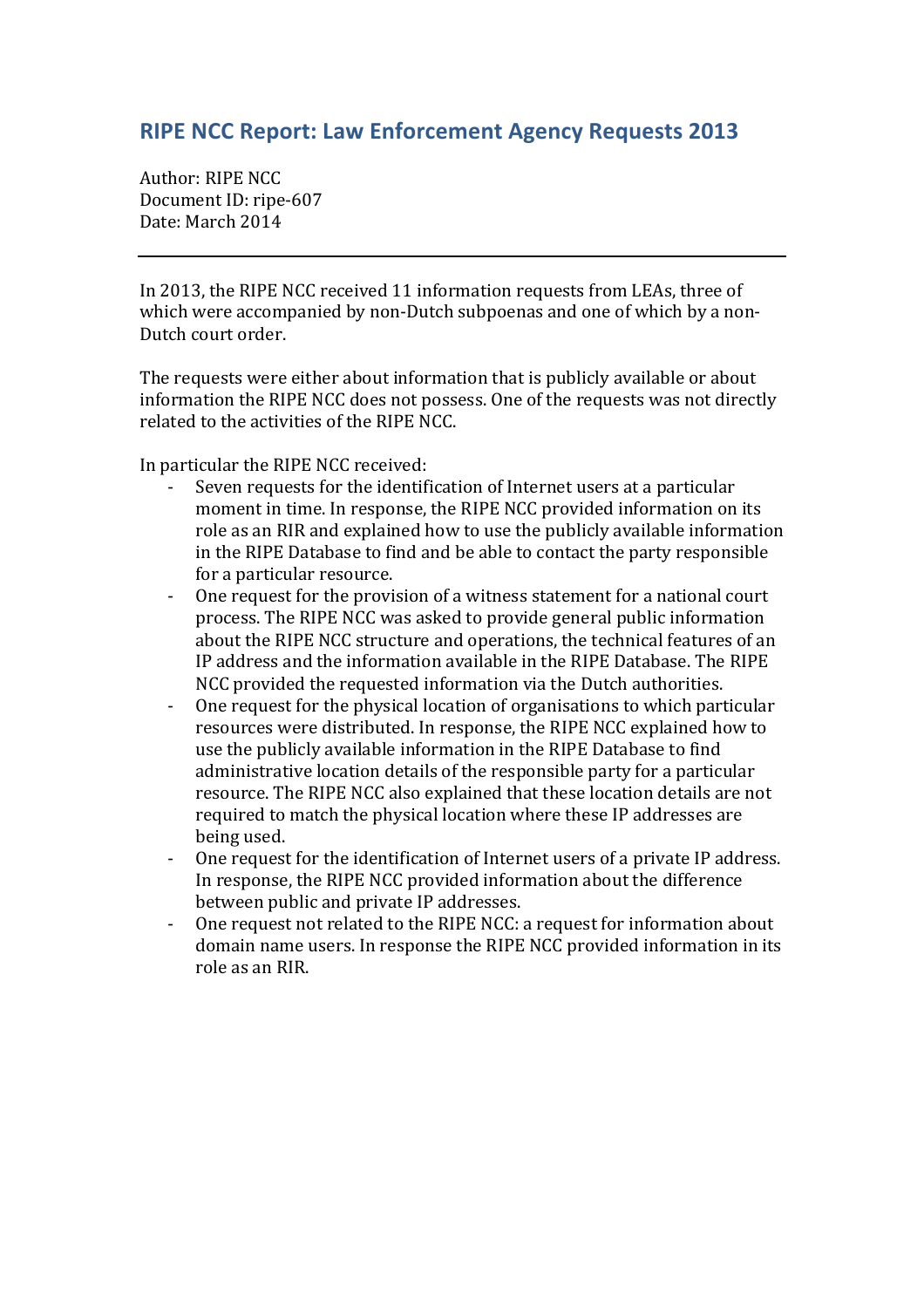# RIPE NCC Report: Law Enforcement Agency Requests 2013

Author: RIPE NCC
Document ID: ripe-607
Date: March 2014

---

In 2013, the RIPE NCC received 11 information requests from LEAs, three of which were accompanied by non-Dutch subpoenas and one of which by a non-Dutch court order.

The requests were either about information that is publicly available or about information the RIPE NCC does not possess. One of the requests was not directly related to the activities of the RIPE NCC.

In particular the RIPE NCC received:

- Seven requests for the identification of Internet users at a particular moment in time. In response, the RIPE NCC provided information on its role as an RIR and explained how to use the publicly available information in the RIPE Database to find and be able to contact the party responsible for a particular resource.
- One request for the provision of a witness statement for a national court process. The RIPE NCC was asked to provide general public information about the RIPE NCC structure and operations, the technical features of an IP address and the information available in the RIPE Database. The RIPE NCC provided the requested information via the Dutch authorities.
- One request for the physical location of organisations to which particular resources were distributed. In response, the RIPE NCC explained how to use the publicly available information in the RIPE Database to find administrative location details of the responsible party for a particular resource. The RIPE NCC also explained that these location details are not required to match the physical location where these IP addresses are being used.
- One request for the identification of Internet users of a private IP address. In response, the RIPE NCC provided information about the difference between public and private IP addresses.
- One request not related to the RIPE NCC: a request for information about domain name users. In response the RIPE NCC provided information in its role as an RIR.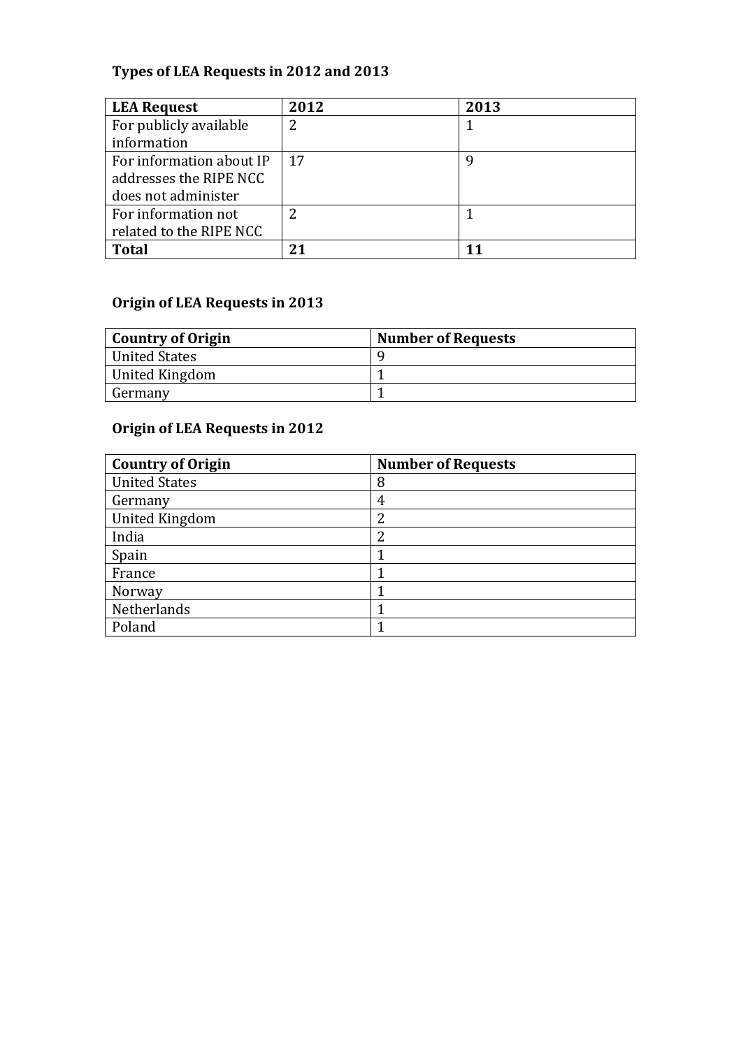### Types of LEA Requests in 2012 and 2013

| LEA Request | 2012 | 2013 |
| --- | --- | --- |
| For publicly available information | 2 | 1 |
| For information about IP addresses the RIPE NCC does not administer | 17 | 9 |
| For information not related to the RIPE NCC | 2 | 1 |
| **Total** | **21** | **11** |

### Origin of LEA Requests in 2013

| Country of Origin | Number of Requests |
| --- | --- |
| United States | 9 |
| United Kingdom | 1 |
| Germany | 1 |

### Origin of LEA Requests in 2012

| Country of Origin | Number of Requests |
| --- | --- |
| United States | 8 |
| Germany | 4 |
| United Kingdom | 2 |
| India | 2 |
| Spain | 1 |
| France | 1 |
| Norway | 1 |
| Netherlands | 1 |
| Poland | 1 |